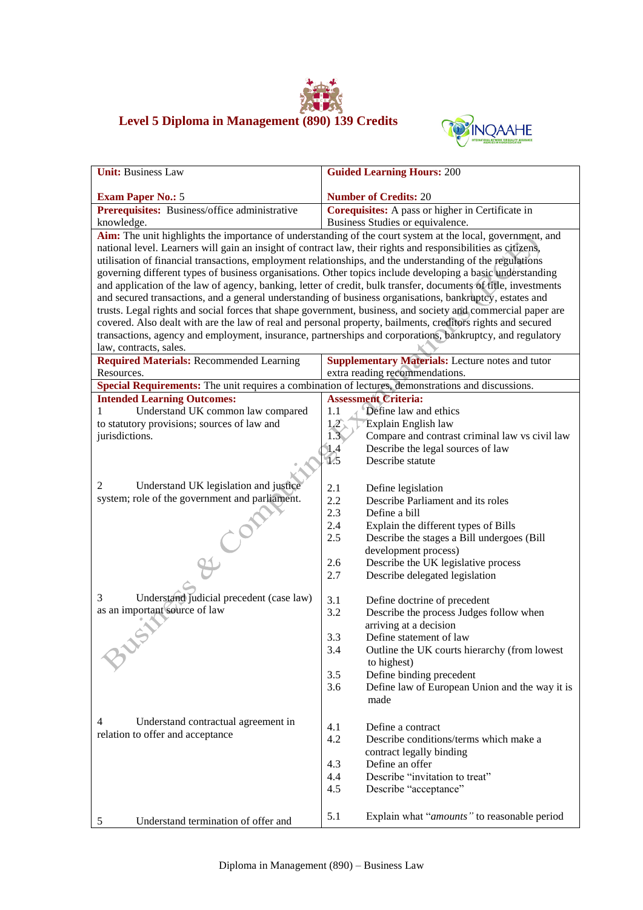# Level 5 Diploma in Management (890) 139 Credits

| **Unit:** Business Law<br><br>**Exam Paper No.:** 5 | **Guided Learning Hours:** 200<br><br>**Number of Credits:** 20 |
|---|---|
| **Prerequisites:** Business/office administrative knowledge. | **Corequisites:** A pass or higher in Certificate in Business Studies or equivalence. |
| **Aim:** The unit highlights the importance of understanding of the court system at the local, government, and national level. Learners will gain an insight of contract law, their rights and responsibilities as citizens, utilisation of financial transactions, employment relationships, and the understanding of the regulations governing different types of business organisations. Other topics include developing a basic understanding and application of the law of agency, banking, letter of credit, bulk transfer, documents of title, investments and secured transactions, and a general understanding of business organisations, bankruptcy, estates and trusts. Legal rights and social forces that shape government, business, and society and commercial paper are covered. Also dealt with are the law of real and personal property, bailments, creditors rights and secured transactions, agency and employment, insurance, partnerships and corporations, bankruptcy, and regulatory law, contracts, sales. | |
| **Required Materials:** Recommended Learning Resources. | **Supplementary Materials:** Lecture notes and tutor extra reading recommendations. |
| **Special Requirements:** The unit requires a combination of lectures, demonstrations and discussions. | |
| **Intended Learning Outcomes:** | **Assessment Criteria:** |
| 1 Understand UK common law compared to statutory provisions; sources of law and jurisdictions. | 1.1 Define law and ethics<br>1.2 Explain English law<br>1.3 Compare and contrast criminal law vs civil law<br>1.4 Describe the legal sources of law<br>1.5 Describe statute |
| 2 Understand UK legislation and justice system; role of the government and parliament. | 2.1 Define legislation<br>2.2 Describe Parliament and its roles<br>2.3 Define a bill<br>2.4 Explain the different types of Bills<br>2.5 Describe the stages a Bill undergoes (Bill development process)<br>2.6 Describe the UK legislative process<br>2.7 Describe delegated legislation |
| 3 Understand judicial precedent (case law) as an important source of law | 3.1 Define doctrine of precedent<br>3.2 Describe the process Judges follow when arriving at a decision<br>3.3 Define statement of law<br>3.4 Outline the UK courts hierarchy (from lowest to highest)<br>3.5 Define binding precedent<br>3.6 Define law of European Union and the way it is made |
| 4 Understand contractual agreement in relation to offer and acceptance | 4.1 Define a contract<br>4.2 Describe conditions/terms which make a contract legally binding<br>4.3 Define an offer<br>4.4 Describe "invitation to treat"<br>4.5 Describe "acceptance" |
| 5 Understand termination of offer and | 5.1 Explain what "*amounts"* to reasonable period |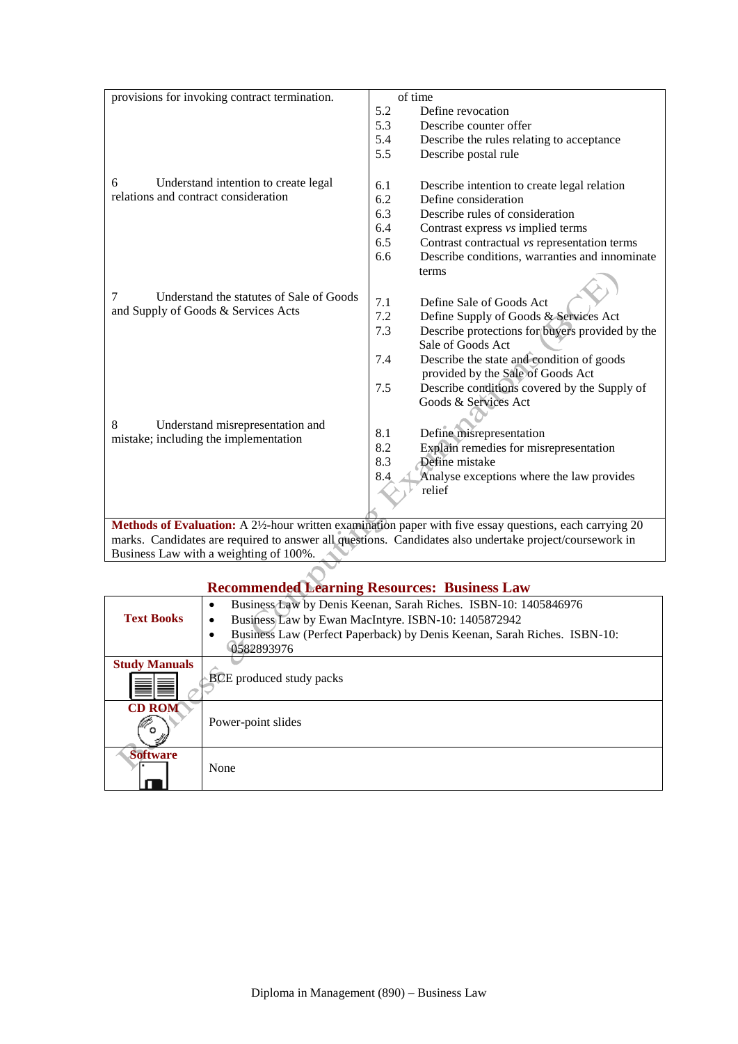| | |
|---|---|
| provisions for invoking contract termination. | of time<br>5.2 Define revocation<br>5.3 Describe counter offer<br>5.4 Describe the rules relating to acceptance<br>5.5 Describe postal rule |
| 6 Understand intention to create legal relations and contract consideration | 6.1 Describe intention to create legal relation<br>6.2 Define consideration<br>6.3 Describe rules of consideration<br>6.4 Contrast express *vs* implied terms<br>6.5 Contrast contractual *vs* representation terms<br>6.6 Describe conditions, warranties and innominate terms |
| 7 Understand the statutes of Sale of Goods and Supply of Goods & Services Acts | 7.1 Define Sale of Goods Act<br>7.2 Define Supply of Goods & Services Act<br>7.3 Describe protections for buyers provided by the Sale of Goods Act<br>7.4 Describe the state and condition of goods provided by the Sale of Goods Act<br>7.5 Describe conditions covered by the Supply of Goods & Services Act |
| 8 Understand misrepresentation and mistake; including the implementation | 8.1 Define misrepresentation<br>8.2 Explain remedies for misrepresentation<br>8.3 Define mistake<br>8.4 Analyse exceptions where the law provides relief |

**Methods of Evaluation:** A 2½-hour written examination paper with five essay questions, each carrying 20 marks. Candidates are required to answer all questions. Candidates also undertake project/coursework in Business Law with a weighting of 100%.

## Recommended Learning Resources: Business Law

| | |
|---|---|
| **Text Books** | • Business Law by Denis Keenan, Sarah Riches. ISBN-10: 1405846976<br>• Business Law by Ewan MacIntyre. ISBN-10: 1405872942<br>• Business Law (Perfect Paperback) by Denis Keenan, Sarah Riches. ISBN-10: 0582893976 |
| **Study Manuals** | BCE produced study packs |
| **CD ROM** | Power-point slides |
| **Software** | None |